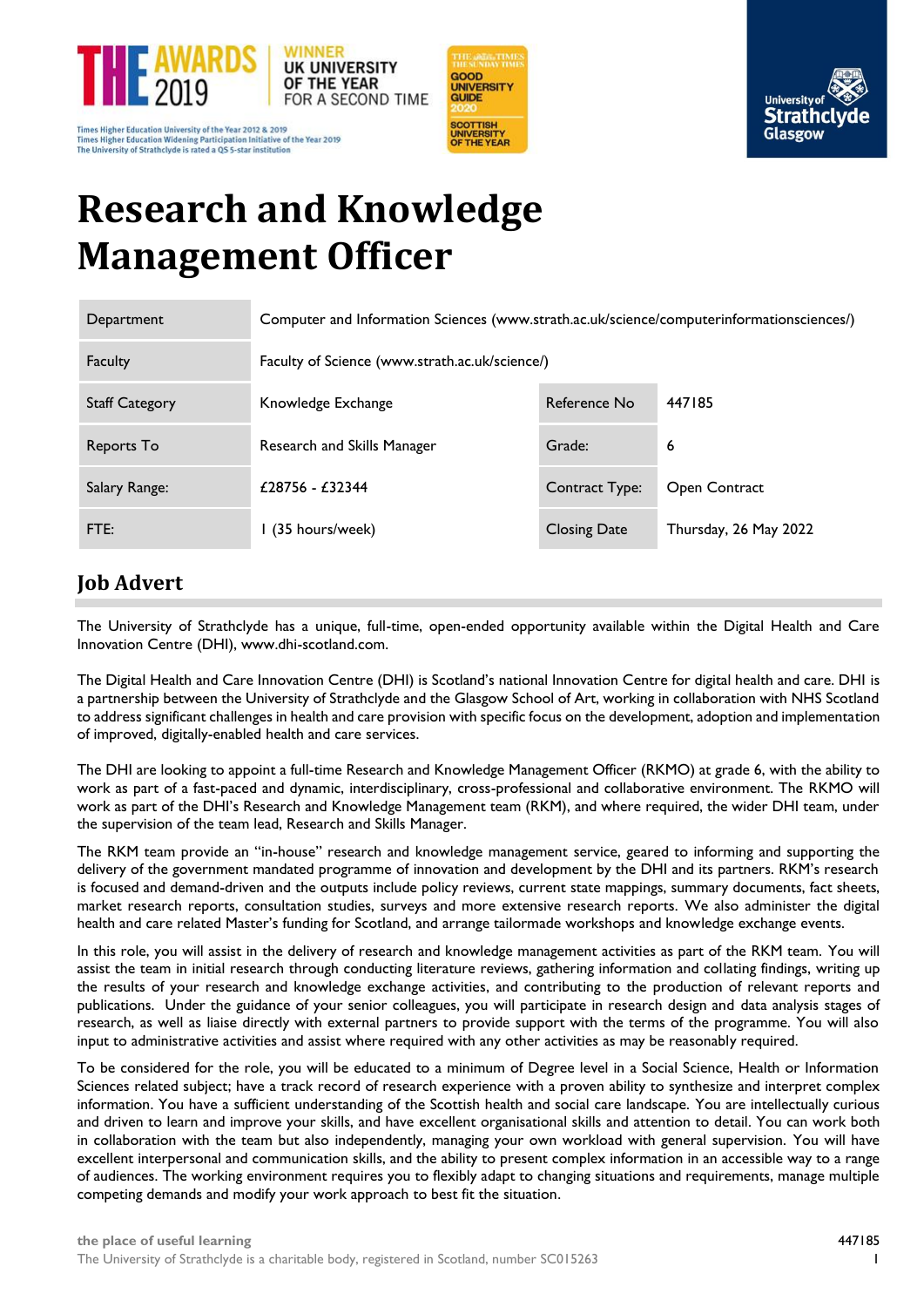# Research and Knowledge Management Officer

| Department | Computer and Information Sciences (www.strath.ac.uk/science/computerinformationsciences/) | | |
|---|---|---|---|
| Faculty | Faculty of Science (www.strath.ac.uk/science/) | | |
| Staff Category | Knowledge Exchange | Reference No | 447185 |
| Reports To | Research and Skills Manager | Grade: | 6 |
| Salary Range: | £28756 - £32344 | Contract Type: | Open Contract |
| FTE: | 1 (35 hours/week) | Closing Date | Thursday, 26 May 2022 |

## Job Advert

The University of Strathclyde has a unique, full-time, open-ended opportunity available within the Digital Health and Care Innovation Centre (DHI), www.dhi-scotland.com.

The Digital Health and Care Innovation Centre (DHI) is Scotland's national Innovation Centre for digital health and care. DHI is a partnership between the University of Strathclyde and the Glasgow School of Art, working in collaboration with NHS Scotland to address significant challenges in health and care provision with specific focus on the development, adoption and implementation of improved, digitally-enabled health and care services.

The DHI are looking to appoint a full-time Research and Knowledge Management Officer (RKMO) at grade 6, with the ability to work as part of a fast-paced and dynamic, interdisciplinary, cross-professional and collaborative environment. The RKMO will work as part of the DHI's Research and Knowledge Management (RKM), and where required, the wider DHI team, under the supervision of the team lead, Research and Skills Manager.

The RKM team provide an "in-house" research and knowledge management service, geared to informing and supporting the delivery of the government mandated programme of innovation and development by the DHI and its partners. RKM's research is focused and demand-driven and the outputs include policy reviews, current state mappings, summary documents, fact sheets, market research reports, consultation studies, surveys and more extensive research reports. We also administer the digital health and care related Master's funding for Scotland, and arrange tailormade workshops and knowledge exchange events.

In this role, you will assist in the delivery of research and knowledge management activities as part of the RKM team. You will assist the team in initial research through conducting literature reviews, gathering information and collating findings, writing up the results of your research and knowledge exchange activities, and contributing to the production of relevant reports and publications. Under the guidance of your senior colleagues, you will participate in research design and data analysis stages of research, as well as liaise directly with external partners to provide support with the terms of the programme. You will also input to administrative activities and assist where required with any other activities as may be reasonably required.

To be considered for the role, you will be educated to a minimum of Degree level in a Social Science, Health or Information Sciences related subject; have a track record of research experience with a proven ability to synthesize and interpret complex information. You have a sufficient understanding of the Scottish health and social care landscape. You are intellectually curious and driven to learn and improve your skills, and have excellent organisational skills and attention to detail. You can work both in collaboration with the team but also independently, managing your own workload with general supervision. You will have excellent interpersonal and communication skills, and the ability to present complex information in an accessible way to a range of audiences. The working environment requires you to flexibly adapt to changing situations and requirements, manage multiple competing demands and modify your work approach to best fit the situation.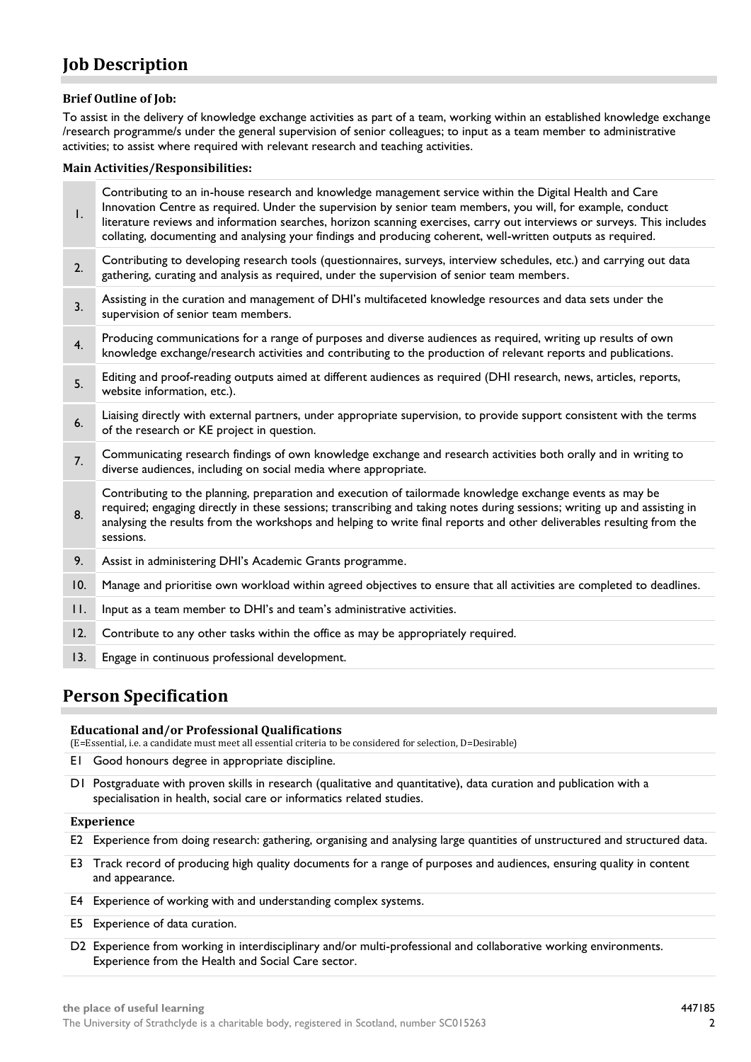# Job Description

### Brief Outline of Job:

To assist in the delivery of knowledge exchange activities as part of a team, working within an established knowledge exchange /research programme/s under the general supervision of senior colleagues; to input as a team member to administrative activities; to assist where required with relevant research and teaching activities.

### Main Activities/Responsibilities:

| | |
|---|---|
| 1. | Contributing to an in-house research and knowledge management service within the Digital Health and Care Innovation Centre as required. Under the supervision by senior team members, you will, for example, conduct literature reviews and information searches, horizon scanning exercises, carry out interviews or surveys. This includes collating, documenting and analysing your findings and producing coherent, well-written outputs as required. |
| 2. | Contributing to developing research tools (questionnaires, surveys, interview schedules, etc.) and carrying out data gathering, curating and analysis as required, under the supervision of senior team members. |
| 3. | Assisting in the curation and management of DHI's multifaceted knowledge resources and data sets under the supervision of senior team members. |
| 4. | Producing communications for a range of purposes and diverse audiences as required, writing up results of own knowledge exchange/research activities and contributing to the production of relevant reports and publications. |
| 5. | Editing and proof-reading outputs aimed at different audiences as required (DHI research, news, articles, reports, website information, etc.). |
| 6. | Liaising directly with external partners, under appropriate supervision, to provide support consistent with the terms of the research or KE project in question. |
| 7. | Communicating research findings of own knowledge exchange and research activities both orally and in writing to diverse audiences, including on social media where appropriate. |
| 8. | Contributing to the planning, preparation and execution of tailormade knowledge exchange events as may be required; engaging directly in these sessions; transcribing and taking notes during sessions; writing up and assisting in analysing the results from the workshops and helping to write final reports and other deliverables resulting from the sessions. |
| 9. | Assist in administering DHI's Academic Grants programme. |
| 10. | Manage and prioritise own workload within agreed objectives to ensure that all activities are completed to deadlines. |
| 11. | Input as a team member to DHI's and team's administrative activities. |
| 12. | Contribute to any other tasks within the office as may be appropriately required. |
| 13. | Engage in continuous professional development. |

# Person Specification

### Educational and/or Professional Qualifications

(E=Essential, i.e. a candidate must meet all essential criteria to be considered for selection, D=Desirable)

E1 Good honours degree in appropriate discipline.

D1 Postgraduate with proven skills in research (qualitative and quantitative), data curation and publication with a specialisation in health, social care or informatics related studies.

### Experience

E2 Experience from doing research: gathering, organising and analysing large quantities of unstructured and structured data.

E3 Track record of producing high quality documents for a range of purposes and audiences, ensuring quality in content and appearance.

E4 Experience of working with and understanding complex systems.

E5 Experience of data curation.

D2 Experience from working in interdisciplinary and/or multi-professional and collaborative working environments. Experience from the Health and Social Care sector.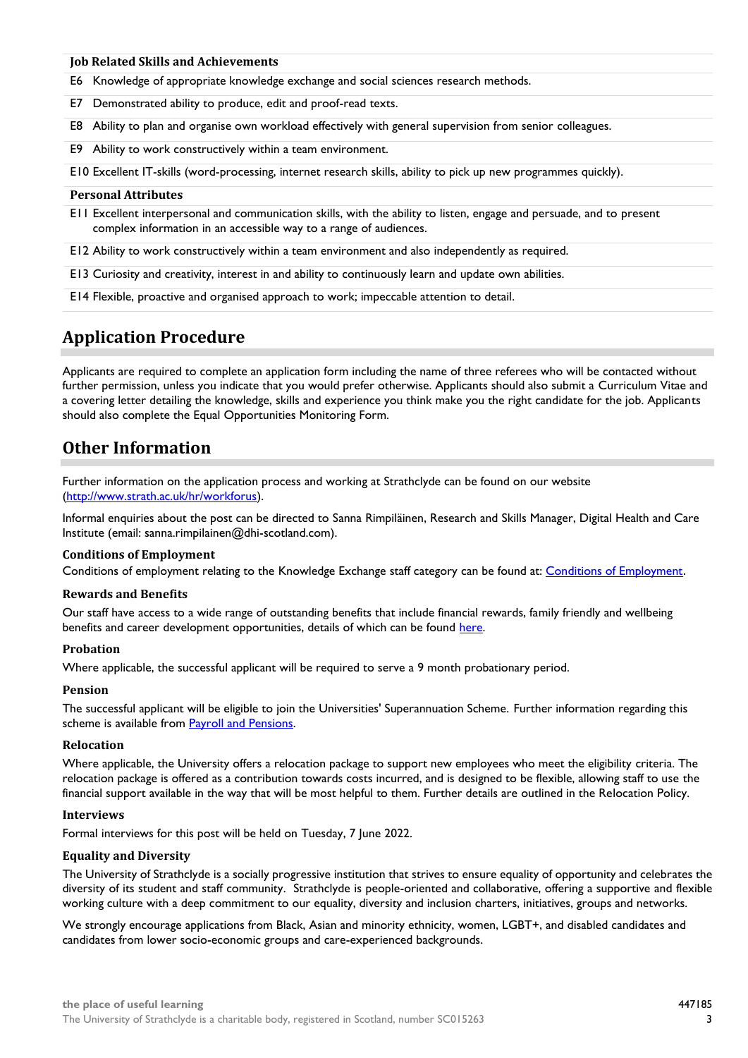| Job Related Skills and Achievements |
|---|
| E6 Knowledge of appropriate knowledge exchange and social sciences research methods. |
| E7 Demonstrated ability to produce, edit and proof-read texts. |
| E8 Ability to plan and organise own workload effectively with general supervision from senior colleagues. |
| E9 Ability to work constructively within a team environment. |
| E10 Excellent IT-skills (word-processing, internet research skills, ability to pick up new programmes quickly). |
| **Personal Attributes** |
| E11 Excellent interpersonal and communication skills, with the ability to listen, engage and persuade, and to present complex information in an accessible way to a range of audiences. |
| E12 Ability to work constructively within a team environment and also independently as required. |
| E13 Curiosity and creativity, interest in and ability to continuously learn and update own abilities. |
| E14 Flexible, proactive and organised approach to work; impeccable attention to detail. |

# Application Procedure

Applicants are required to complete an application form including the name of three referees who will be contacted without further permission, unless you indicate that you would prefer otherwise. Applicants should also submit a Curriculum Vitae and a covering letter detailing the knowledge, skills and experience you think make you the right candidate for the job. Applicants should also complete the Equal Opportunities Monitoring Form.

# Other Information

Further information on the application process and working at Strathclyde can be found on our website (http://www.strath.ac.uk/hr/workforus).

Informal enquiries about the post can be directed to Sanna Rimpiläinen, Research and Skills Manager, Digital Health and Care Institute (email: sanna.rimpilainen@dhi-scotland.com).

### Conditions of Employment

Conditions of employment relating to the Knowledge Exchange staff category can be found at: Conditions of Employment.

### Rewards and Benefits

Our staff have access to a wide range of outstanding benefits that include financial rewards, family friendly and wellbeing benefits and career development opportunities, details of which can be found here.

### Probation

Where applicable, the successful applicant will be required to serve a 9 month probationary period.

### Pension

The successful applicant will be eligible to join the Universities' Superannuation Scheme. Further information regarding this scheme is available from Payroll and Pensions.

### Relocation

Where applicable, the University offers a relocation package to support new employees who meet the eligibility criteria. The relocation package is offered as a contribution towards costs incurred, and is designed to be flexible, allowing staff to use the financial support available in the way that will be most helpful to them. Further details are outlined in the Relocation Policy.

### Interviews

Formal interviews for this post will be held on Tuesday, 7 June 2022.

### Equality and Diversity

The University of Strathclyde is a socially progressive institution that strives to ensure equality of opportunity and celebrates the diversity of its student and staff community. Strathclyde is people-oriented and collaborative, offering a supportive and flexible working culture with a deep commitment to our equality, diversity and inclusion charters, initiatives, groups and networks.

We strongly encourage applications from Black, Asian and minority ethnicity, women, LGBT+, and disabled candidates and candidates from lower socio-economic groups and care-experienced backgrounds.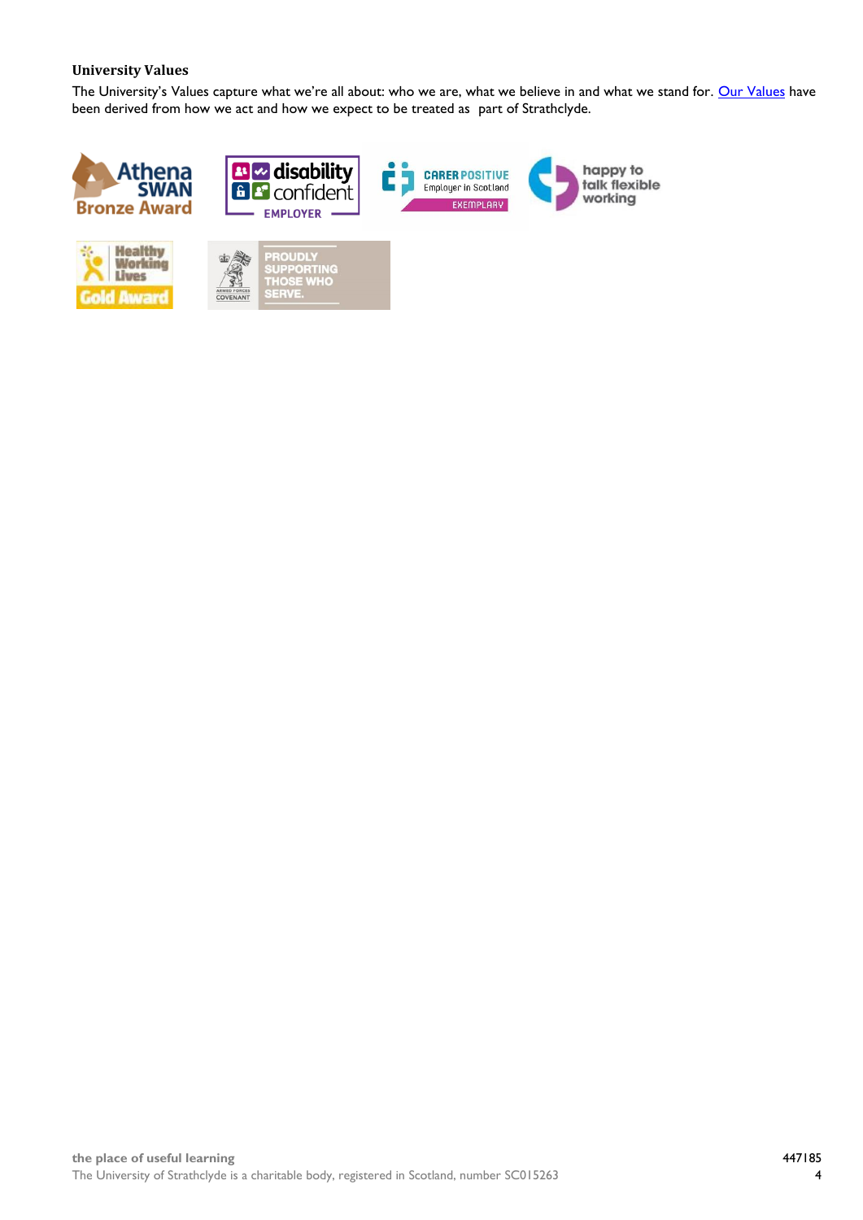### University Values

The University's Values capture what we're all about: who we are, what we believe in and what we stand for. Our Values have been derived from how we act and how we expect to be treated as part of Strathclyde.

the place of useful learning

The University of Strathclyde is a charitable body, registered in Scotland, number SC015263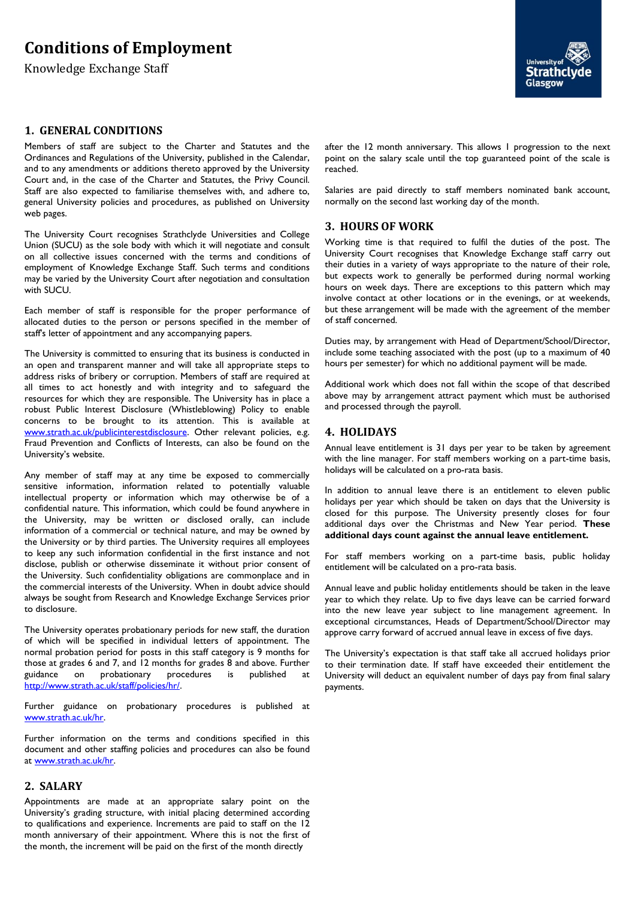# Conditions of Employment

Knowledge Exchange Staff

## 1. GENERAL CONDITIONS

Members of staff are subject to the Charter and Statutes and the Ordinances and Regulations of the University, published in the Calendar, and to any amendments or additions thereto approved by the University Court and, in the case of the Charter and Statutes, the Privy Council. Staff are also expected to familiarise themselves with, and adhere to, general University policies and procedures, as published on University web pages.

The University Court recognises Strathclyde Universities and College Union (SUCU) as the sole body with which it will negotiate and consult on all collective issues concerned with the terms and conditions of employment of Knowledge Exchange Staff. Such terms and conditions may be varied by the University Court after negotiation and consultation with SUCU.

Each member of staff is responsible for the proper performance of allocated duties to the person or persons specified in the member of staff's letter of appointment and any accompanying papers.

The University is committed to ensuring that its business is conducted in an open and transparent manner and will take all appropriate steps to address risks of bribery or corruption. Members of staff are required at all times to act honestly and with integrity and to safeguard the resources for which they are responsible. The University has in place a robust Public Interest Disclosure (Whistleblowing) Policy to enable concerns to be brought to its attention. This is available at www.strath.ac.uk/publicinterestdisclosure. Other relevant policies, e.g. Fraud Prevention and Conflicts of Interests, can also be found on the University's website.

Any member of staff may at any time be exposed to commercially sensitive information, information related to potentially valuable intellectual property or information which may otherwise be of a confidential nature. This information, which could be found anywhere in the University, may be written or disclosed orally, can include information of a commercial or technical nature, and may be owned by the University or by third parties. The University requires all employees to keep any such information confidential in the first instance and not disclose, publish or otherwise disseminate it without prior consent of the University. Such confidentiality obligations are commonplace and in the commercial interests of the University. When in doubt advice should always be sought from Research and Knowledge Exchange Services prior to disclosure.

The University operates probationary periods for new staff, the duration of which will be specified in individual letters of appointment. The normal probation period for posts in this staff category is 9 months for those at grades 6 and 7, and 12 months for grades 8 and above. Further guidance on probationary procedures is published at http://www.strath.ac.uk/staff/policies/hr/.

Further guidance on probationary procedures is published at www.strath.ac.uk/hr.

Further information on the terms and conditions specified in this document and other staffing policies and procedures can also be found at www.strath.ac.uk/hr.

## 2. SALARY

Appointments are made at an appropriate salary point on the University's grading structure, with initial placing determined according to qualifications and experience. Increments are paid to staff on the 12 month anniversary of their appointment. Where this is not the first of the month, the increment will be paid on the first of the month directly after the 12 month anniversary. This allows 1 progression to the next point on the salary scale until the top guaranteed point of the scale is reached.

Salaries are paid directly to staff members nominated bank account, normally on the second last working day of the month.

## 3. HOURS OF WORK

Working time is that required to fulfil the duties of the post. The University Court recognises that Knowledge Exchange staff carry out their duties in a variety of ways appropriate to the nature of their role, but expects work to generally be performed during normal working hours on week days. There are exceptions to this pattern which may involve contact at other locations or in the evenings, or at weekends, but these arrangement will be made with the agreement of the member of staff concerned.

Duties may, by arrangement with Head of Department/School/Director, include some teaching associated with the post (up to a maximum of 40 hours per semester) for which no additional payment will be made.

Additional work which does not fall within the scope of that described above may by arrangement attract payment which must be authorised and processed through the payroll.

## 4. HOLIDAYS

Annual leave entitlement is 31 days per year to be taken by agreement with the line manager. For staff members working on a part-time basis, holidays will be calculated on a pro-rata basis.

In addition to annual leave there is an entitlement to eleven public holidays per year which should be taken on days that the University is closed for this purpose. The University presently closes for four additional days over the Christmas and New Year period. **These additional days count against the annual leave entitlement.**

For staff members working on a part-time basis, public holiday entitlement will be calculated on a pro-rata basis.

Annual leave and public holiday entitlements should be taken in the leave year to which they relate. Up to five days leave can be carried forward into the new leave year subject to line management agreement. In exceptional circumstances, Heads of Department/School/Director may approve carry forward of accrued annual leave in excess of five days.

The University's expectation is that staff take all accrued holidays prior to their termination date. If staff have exceeded their entitlement the University will deduct an equivalent number of days pay from final salary payments.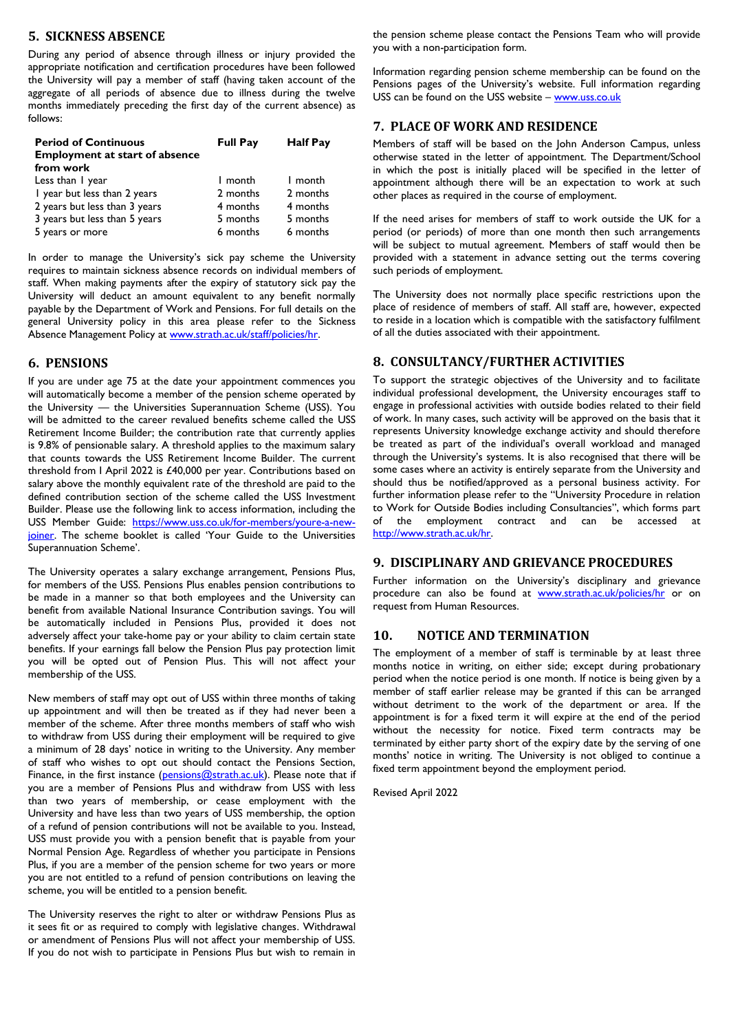## 5. SICKNESS ABSENCE

During any period of absence through illness or injury provided the appropriate notification and certification procedures have been followed the University will pay a member of staff (having taken account of the aggregate of all periods of absence due to illness during the twelve months immediately preceding the first day of the current absence) as follows:

| Period of Continuous Employment at start of absence from work | Full Pay | Half Pay |
|---|---|---|
| Less than 1 year | 1 month | 1 month |
| 1 year but less than 2 years | 2 months | 2 months |
| 2 years but less than 3 years | 4 months | 4 months |
| 3 years but less than 5 years | 5 months | 5 months |
| 5 years or more | 6 months | 6 months |

In order to manage the University's sick pay scheme the University requires to maintain sickness absence records on individual members of staff. When making payments after the expiry of statutory sick pay the University will deduct an amount equivalent to any benefit normally payable by the Department of Work and Pensions. For full details on the general University policy in this area please refer to the Sickness Absence Management Policy at www.strath.ac.uk/staff/policies/hr.

## 6. PENSIONS

If you are under age 75 at the date your appointment commences you will automatically become a member of the pension scheme operated by the University — the Universities Superannuation Scheme (USS). You will be admitted to the career revalued benefits scheme called the USS Retirement Income Builder; the contribution rate that currently applies is 9.8% of pensionable salary. A threshold applies to the maximum salary that counts towards the USS Retirement Income Builder. The current threshold from 1 April 2022 is £40,000 per year. Contributions based on salary above the monthly equivalent rate of the threshold are paid to the defined contribution section of the scheme called the USS Investment Builder. Please use the following link to access information, including the USS Member Guide: https://www.uss.co.uk/for-members/youre-a-new-joiner. The scheme booklet is called 'Your Guide to the Universities Superannuation Scheme'.

The University operates a salary exchange arrangement, Pensions Plus, for members of the USS. Pensions Plus enables pension contributions to be made in a manner so that both employees and the University can benefit from available National Insurance Contribution savings. You will be automatically included in Pensions Plus, provided it does not adversely affect your take-home pay or your ability to claim certain state benefits. If your earnings fall below the Pension Plus pay protection limit you will be opted out of Pension Plus. This will not affect your membership of the USS.

New members of staff may opt out of USS within three months of taking up appointment and will then be treated as if they had never been a member of the scheme. After three months members of staff who wish to withdraw from USS during their employment will be required to give a minimum of 28 days' notice in writing to the University. Any member of staff who wishes to opt out should contact the Pensions Section, Finance, in the first instance (pensions@strath.ac.uk). Please note that if you are a member of Pensions Plus and withdraw from USS with less than two years of membership, or cease employment with the University and have less than two years of USS membership, the option of a refund of pension contributions will not be available to you. Instead, USS must provide you with a pension benefit that is payable from your Normal Pension Age. Regardless of whether you participate in Pensions Plus, if you are a member of the pension scheme for two years or more you are not entitled to a refund of pension contributions on leaving the scheme, you will be entitled to a pension benefit.

The University reserves the right to alter or withdraw Pensions Plus as it sees fit or as required to comply with legislative changes. Withdrawal or amendment of Pensions Plus will not affect your membership of USS. If you do not wish to participate in Pensions Plus but wish to remain in the pension scheme please contact the Pensions Team who will provide you with a non-participation form.

Information regarding pension scheme membership can be found on the Pensions pages of the University's website. Full information regarding USS can be found on the USS website – www.uss.co.uk

## 7. PLACE OF WORK AND RESIDENCE

Members of staff will be based on the John Anderson Campus, unless otherwise stated in the letter of appointment. The Department/School in which the post is initially placed will be specified in the letter of appointment although there will be an expectation to work at such other places as required in the course of employment.

If the need arises for members of staff to work outside the UK for a period (or periods) of more than one month then such arrangements will be subject to mutual agreement. Members of staff would then be provided with a statement in advance setting out the terms covering such periods of employment.

The University does not normally place specific restrictions upon the place of residence of members of staff. All staff are, however, expected to reside in a location which is compatible with the satisfactory fulfilment of all the duties associated with their appointment.

## 8. CONSULTANCY/FURTHER ACTIVITIES

To support the strategic objectives of the University and to facilitate individual professional development, the University encourages staff to engage in professional activities with outside bodies related to their field of work. In many cases, such activity will be approved on the basis that it represents University knowledge exchange activity and should therefore be treated as part of the individual's overall workload and managed through the University's systems. It is also recognised that there will be some cases where an activity is entirely separate from the University and should thus be notified/approved as a personal business activity. For further information please refer to the "University Procedure in relation to Work for Outside Bodies including Consultancies", which forms part of the employment contract and can be accessed at http://www.strath.ac.uk/hr.

## 9. DISCIPLINARY AND GRIEVANCE PROCEDURES

Further information on the University's disciplinary and grievance procedure can also be found at www.strath.ac.uk/policies/hr or on request from Human Resources.

## 10. NOTICE AND TERMINATION

The employment of a member of staff is terminable by at least three months notice in writing, on either side; except during probationary period when the notice period is one month. If notice is being given by a member of staff earlier release may be granted if this can be arranged without detriment to the work of the department or area. If the appointment is for a fixed term it will expire at the end of the period without the necessity for notice. Fixed term contracts may be terminated by either party short of the expiry date by the serving of one months' notice in writing. The University is not obliged to continue a fixed term appointment beyond the employment period.

Revised April 2022